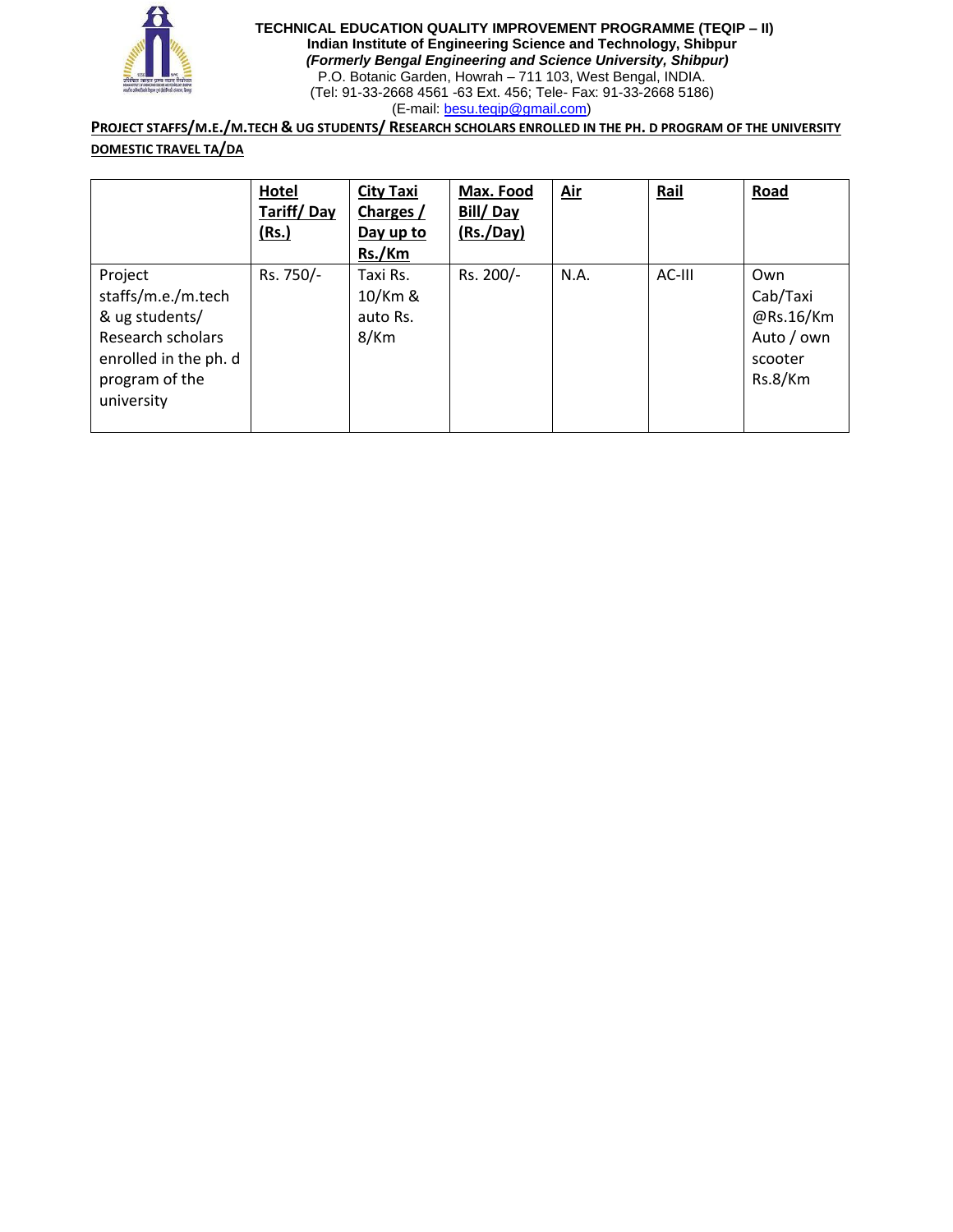**TECHNICAL EDUCATION QUALITY IMPROVEMENT PROGRAMME (TEQIP – II)**
**Indian Institute of Engineering Science and Technology, Shibpur**
***(Formerly Bengal Engineering and Science University, Shibpur)***
P.O. Botanic Garden, Howrah – 711 103, West Bengal, INDIA.
(Tel: 91-33-2668 4561 -63 Ext. 456; Tele- Fax: 91-33-2668 5186)
(E-mail: besu.teqip@gmail.com)

**PROJECT STAFFS/M.E./M.TECH & UG STUDENTS/ RESEARCH SCHOLARS ENROLLED IN THE PH. D PROGRAM OF THE UNIVERSITY DOMESTIC TRAVEL TA/DA**

| | Hotel Tariff/ Day (Rs.) | City Taxi Charges / Day up to Rs./Km | Max. Food Bill/ Day (Rs./Day) | Air | Rail | Road |
|---|---|---|---|---|---|---|
| Project staffs/m.e./m.tech & ug students/ Research scholars enrolled in the ph. d program of the university | Rs. 750/- | Taxi Rs. 10/Km & auto Rs. 8/Km | Rs. 200/- | N.A. | AC-III | Own Cab/Taxi @Rs.16/Km Auto / own scooter Rs.8/Km |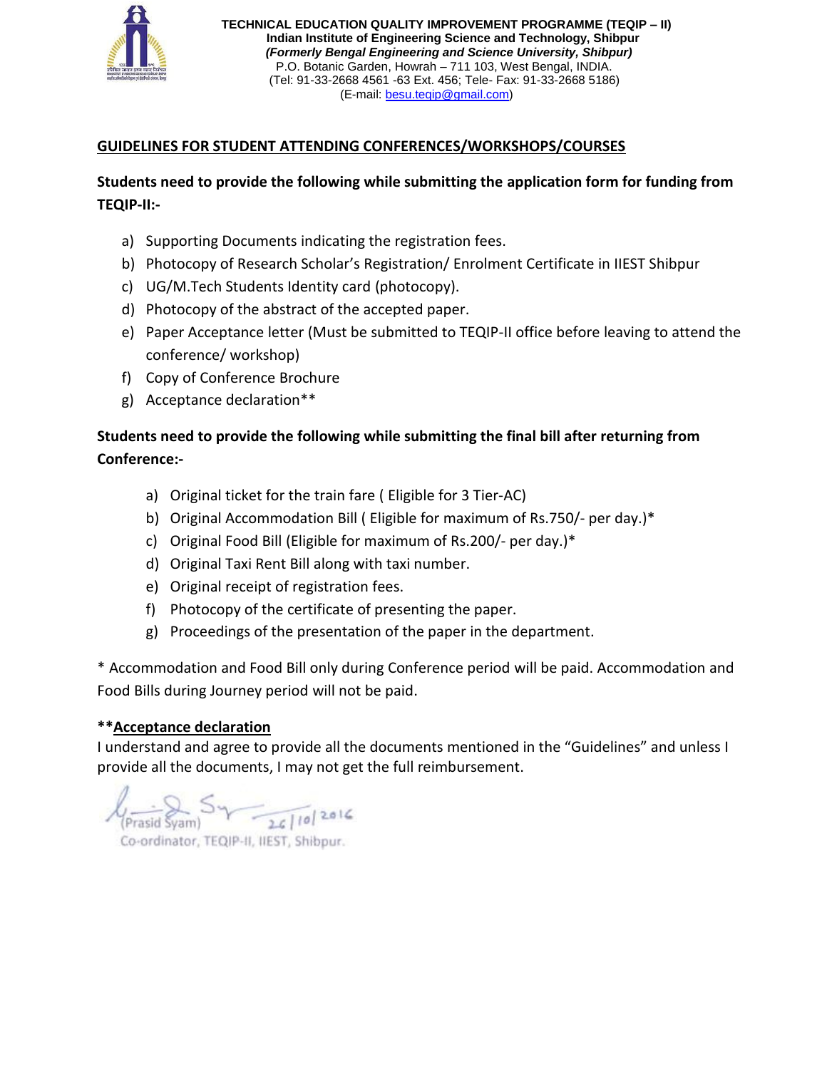**TECHNICAL EDUCATION QUALITY IMPROVEMENT PROGRAMME (TEQIP – II)**
**Indian Institute of Engineering Science and Technology, Shibpur**
***(Formerly Bengal Engineering and Science University, Shibpur)***
P.O. Botanic Garden, Howrah – 711 103, West Bengal, INDIA.
(Tel: 91-33-2668 4561 -63 Ext. 456; Tele- Fax: 91-33-2668 5186)
(E-mail: besu.teqip@gmail.com)

## GUIDELINES FOR STUDENT ATTENDING CONFERENCES/WORKSHOPS/COURSES

**Students need to provide the following while submitting the application form for funding from TEQIP-II:-**

a) Supporting Documents indicating the registration fees.
b) Photocopy of Research Scholar's Registration/ Enrolment Certificate in IIEST Shibpur
c) UG/M.Tech Students Identity card (photocopy).
d) Photocopy of the abstract of the accepted paper.
e) Paper Acceptance letter (Must be submitted to TEQIP-II office before leaving to attend the conference/ workshop)
f) Copy of Conference Brochure
g) Acceptance declaration**

**Students need to provide the following while submitting the final bill after returning from Conference:-**

a) Original ticket for the train fare ( Eligible for 3 Tier-AC)
b) Original Accommodation Bill ( Eligible for maximum of Rs.750/- per day.)*
c) Original Food Bill (Eligible for maximum of Rs.200/- per day.)*
d) Original Taxi Rent Bill along with taxi number.
e) Original receipt of registration fees.
f) Photocopy of the certificate of presenting the paper.
g) Proceedings of the presentation of the paper in the department.

* Accommodation and Food Bill only during Conference period will be paid. Accommodation and Food Bills during Journey period will not be paid.

****Acceptance declaration**

I understand and agree to provide all the documents mentioned in the "Guidelines" and unless I provide all the documents, I may not get the full reimbursement.

(Prasid Syam) 26/10/2016
Co-ordinator, TEQIP-II, IIEST, Shibpur.